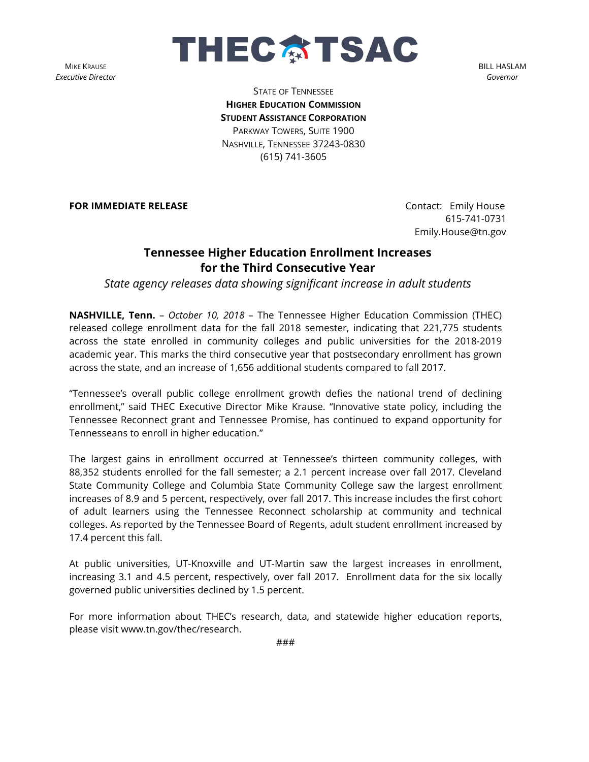MIKE KRAUSE
*Executive Director*

THEC TSAC

BILL HASLAM
*Governor*

STATE OF TENNESSEE
**HIGHER EDUCATION COMMISSION**
**STUDENT ASSISTANCE CORPORATION**
PARKWAY TOWERS, SUITE 1900
NASHVILLE, TENNESSEE 37243-0830
(615) 741-3605

**FOR IMMEDIATE RELEASE**

Contact: Emily House
615-741-0731
Emily.House@tn.gov

## Tennessee Higher Education Enrollment Increases for the Third Consecutive Year

*State agency releases data showing significant increase in adult students*

**NASHVILLE, Tenn.** – *October 10, 2018* – The Tennessee Higher Education Commission (THEC) released college enrollment data for the fall 2018 semester, indicating that 221,775 students across the state enrolled in community colleges and public universities for the 2018-2019 academic year. This marks the third consecutive year that postsecondary enrollment has grown across the state, and an increase of 1,656 additional students compared to fall 2017.

"Tennessee's overall public college enrollment growth defies the national trend of declining enrollment," said THEC Executive Director Mike Krause. "Innovative state policy, including the Tennessee Reconnect grant and Tennessee Promise, has continued to expand opportunity for Tennesseans to enroll in higher education."

The largest gains in enrollment occurred at Tennessee's thirteen community colleges, with 88,352 students enrolled for the fall semester; a 2.1 percent increase over fall 2017. Cleveland State Community College and Columbia State Community College saw the largest enrollment increases of 8.9 and 5 percent, respectively, over fall 2017. This increase includes the first cohort of adult learners using the Tennessee Reconnect scholarship at community and technical colleges. As reported by the Tennessee Board of Regents, adult student enrollment increased by 17.4 percent this fall.

At public universities, UT-Knoxville and UT-Martin saw the largest increases in enrollment, increasing 3.1 and 4.5 percent, respectively, over fall 2017. Enrollment data for the six locally governed public universities declined by 1.5 percent.

For more information about THEC's research, data, and statewide higher education reports, please visit www.tn.gov/thec/research.

###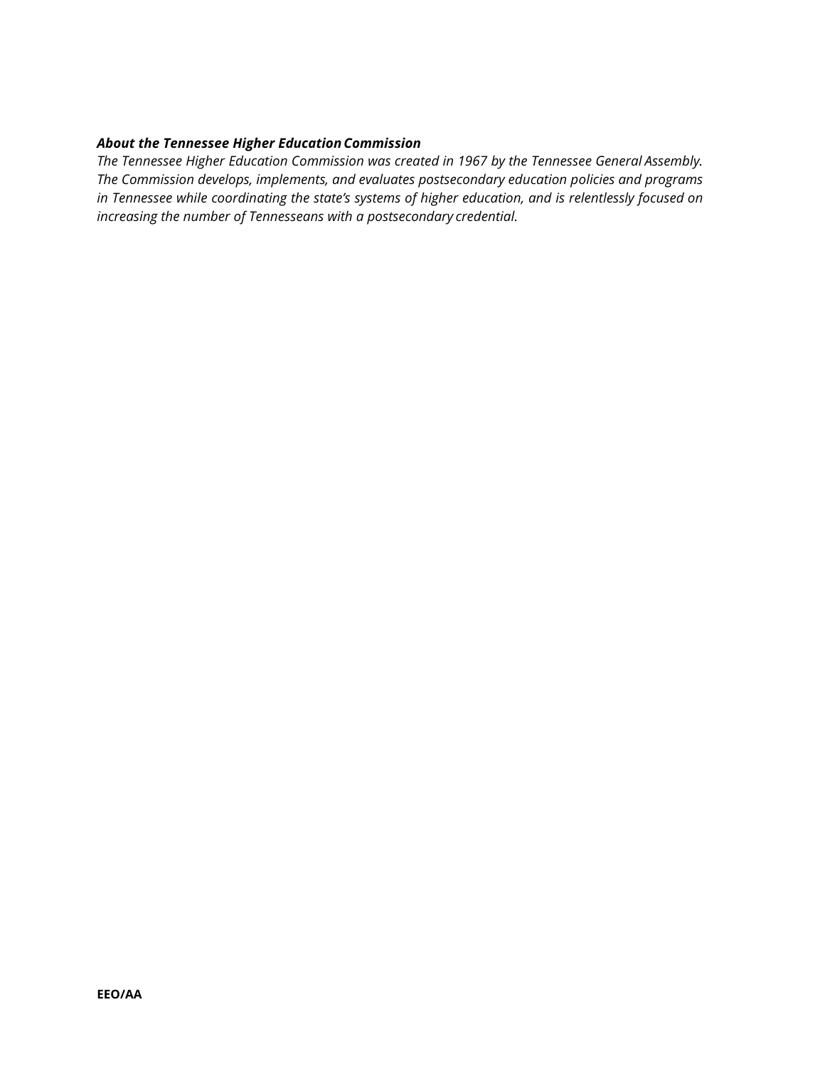***About the Tennessee Higher Education Commission***

*The Tennessee Higher Education Commission was created in 1967 by the Tennessee General Assembly. The Commission develops, implements, and evaluates postsecondary education policies and programs in Tennessee while coordinating the state's systems of higher education, and is relentlessly focused on increasing the number of Tennesseans with a postsecondary credential.*

**EEO/AA**